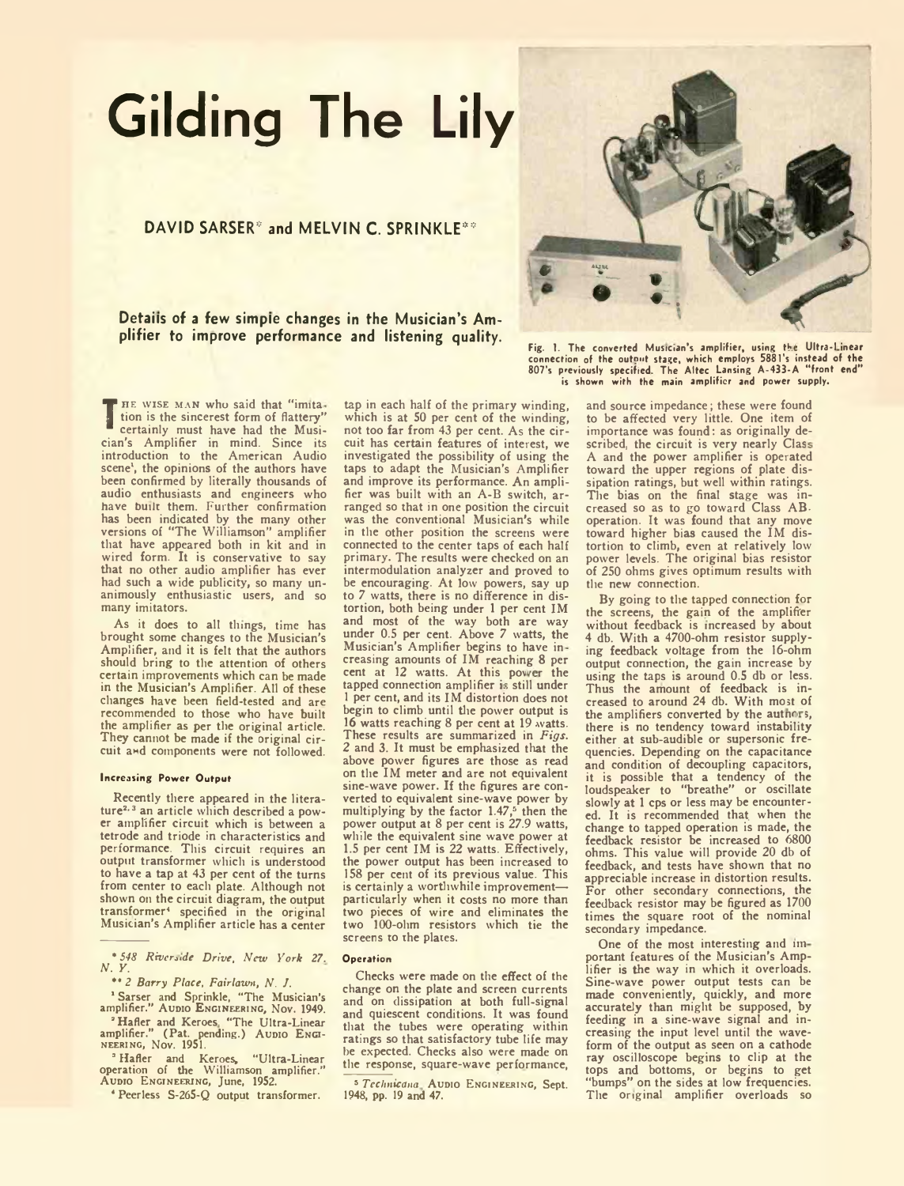# Gilding The Lily

**DAVID SARSER\* and MELVIN C. SPRINKLE\*\***

**Details of a few simple changes in the Musician's Amplifier to improve performance and listening quality.**

Fig. 1. The converted Musician's amplifier, using the Ultra-Linear connection of the output stage, which employs 5881's instead of the 807's previously specified. The Altec Lansing A-433-A "front end" is shown with the main amplifier and power supply.

THE WISE MAN who said that "imitation is the sincerest form of flattery" certainly must have had the Musician's Amplifier in mind. Since its introduction to the American Audio scene[1], the opinions of the authors have been confirmed by literally thousands of audio enthusiasts and engineers who have built them. Further confirmation has been indicated by the many other versions of "The Williamson" amplifier that have appeared both in kit and in wired form. It is conservative to say that no other audio amplifier has ever had such a wide publicity, so many unanimously enthusiastic users, and so many imitators.

As it does to all things, time has brought some changes to the Musician's Amplifier, and it is felt that the authors should bring to the attention of others certain improvements which can be made in the Musician's Amplifier. All of these changes have been field-tested and are recommended to those who have built the amplifier as per the original article. They cannot be made if the original circuit and components were not followed.

#### Increasing Power Output

Recently there appeared in the literature[2,3] an article which described a power amplifier circuit which is between a tetrode and triode in characteristics and performance. This circuit requires an output transformer which is understood to have a tap at 43 per cent of the turns from center to each plate. Although not shown on the circuit diagram, the output transformer[4] specified in the original Musician's Amplifier article has a center tap in each half of the primary winding, which is at 50 per cent of the winding, not too far from 43 per cent. As the circuit has certain features of interest, we investigated the possibility of using the taps to adapt the Musician's Amplifier and improve its performance. An amplifier was built with an A-B switch, arranged so that in one position the circuit was the conventional Musician's while in the other position the screens were connected to the center taps of each half primary. The results were checked on an intermodulation analyzer and proved to be encouraging. At low powers, say up to 7 watts, there is no difference in distortion, both being under 1 per cent IM and most of the way both are way under 0.5 per cent. Above 7 watts, the Musician's Amplifier begins to have increasing amounts of IM reaching 8 per cent at 12 watts. At this power the tapped connection amplifier is still under 1 per cent, and its IM distortion does not begin to climb until the power output is 16 watts reaching 8 per cent at 19 watts. These results are summarized in *Figs.* 2 and 3. It must be emphasized that the above power figures are those as read on the IM meter and are not equivalent sine-wave power. If the figures are converted to equivalent sine-wave power by multiplying by the factor 1.47,[5] then the power output at 8 per cent is 27.9 watts, while the equivalent sine wave power at 1.5 per cent IM is 22 watts. Effectively, the power output has been increased to 158 per cent of its previous value. This is certainly a worthwhile improvement—particularly when it costs no more than two pieces of wire and eliminates the two 100-ohm resistors which tie the screens to the plates.

#### Operation

Checks were made on the effect of the change on the plate and screen currents and on dissipation at both full-signal and quiescent conditions. It was found that the tubes were operating within ratings so that satisfactory tube life may be expected. Checks also were made on the response, square-wave performance, and source impedance; these were found to be affected very little. One item of importance was found: as originally described, the circuit is very nearly Class A and the power amplifier is operated toward the upper regions of plate dissipation ratings, but well within ratings. The bias on the final stage was increased so as to go toward Class AB operation. It was found that any move toward higher bias caused the IM distortion to climb, even at relatively low power levels. The original bias resistor of 250 ohms gives optimum results with the new connection.

By going to the tapped connection for the screens, the gain of the amplifier without feedback is increased by about 4 db. With a 4700-ohm resistor supplying feedback voltage from the 16-ohm output connection, the gain increase by using the taps is around 0.5 db or less. Thus the amount of feedback is increased to around 24 db. With most of the amplifiers converted by the authors, there is no tendency toward instability either at sub-audible or supersonic frequencies. Depending on the capacitance and condition of decoupling capacitors, it is possible that a tendency of the loudspeaker to "breathe" or oscillate slowly at 1 cps or less may be encountered. It is recommended that when the change to tapped operation is made, the feedback resistor be increased to 6800 ohms. This value will provide 20 db of feedback, and tests have shown that no appreciable increase in distortion results. For other secondary connections, the feedback resistor may be figured as 1700 times the square root of the nominal secondary impedance.

One of the most interesting and important features of the Musician's Amplifier is the way in which it overloads. Sine-wave power output tests can be made conveniently, quickly, and more accurately than might be supposed, by feeding in a sine-wave signal and increasing the input level until the waveform of the output as seen on a cathode ray oscilloscope begins to clip at the tops and bottoms, or begins to get "bumps" on the sides at low frequencies. The original amplifier overloads so

---

\* *548 Riverside Drive, New York 27, N. Y.*

\*\* *2 Barry Place, Fairlawn, N. J.*

[1] Sarser and Sprinkle, "The Musician's amplifier." AUDIO ENGINEERING, Nov. 1949.

[2] Hafler and Keroes, "The Ultra-Linear amplifier." (Pat. pending.) AUDIO ENGINEERING, Nov. 1951.

[3] Hafler and Keroes, "Ultra-Linear operation of the Williamson amplifier." AUDIO ENGINEERING, June, 1952.

[4] Peerless S-265-Q output transformer.

[5] *Technicana*, AUDIO ENGINEERING, Sept. 1948, pp. 19 and 47.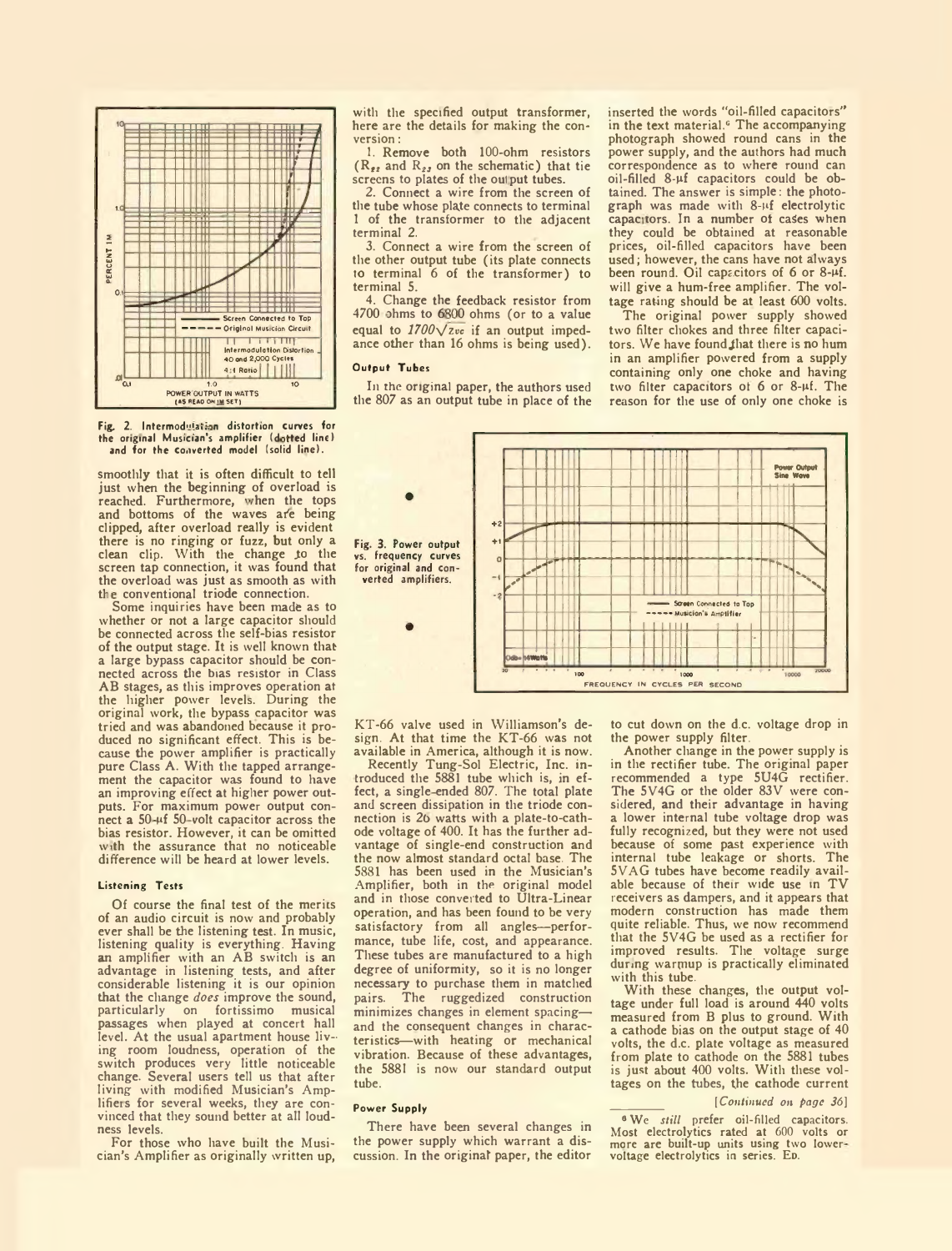Fig. 2. Intermodulation distortion curves for the original Musician's amplifier (dotted line) and for the converted model (solid line).

smoothly that it is often difficult to tell just when the beginning of overload is reached. Furthermore, when the tops and bottoms of the waves are being clipped, after overload really is evident there is no ringing or fuzz, but only a clean clip. With the change to the screen tap connection, it was found that the overload was just as smooth as with the conventional triode connection.

Some inquiries have been made as to whether or not a large capacitor should be connected across the self-bias resistor of the output stage. It is well known that a large bypass capacitor should be connected across the bias resistor in Class AB stages, as this improves operation at the higher power levels. During the original work, the bypass capacitor was tried and was abandoned because it produced no significant effect. This is because the power amplifier is practically pure Class A. With the tapped arrangement the capacitor was found to have an improving effect at higher power outputs. For maximum power output connect a 50-μf 50-volt capacitor across the bias resistor. However, it can be omitted with the assurance that no noticeable difference will be heard at lower levels.

#### Listening Tests

Of course the final test of the merits of an audio circuit is now and probably ever shall be the listening test. In music, listening quality is everything. Having an amplifier with an AB switch is an advantage in listening tests, and after considerable listening it is our opinion that the change *does* improve the sound, particularly on fortissimo musical passages when played at concert hall level. At the usual apartment house living room loudness, operation of the switch produces very little noticeable change. Several users tell us that after living with modified Musician's Amplifiers for several weeks, they are convinced that they sound better at all loudness levels.

For those who have built the Musician's Amplifier as originally written up, with the specified output transformer, here are the details for making the conversion:

1. Remove both 100-ohm resistors ($R_{22}$ and $R_{23}$ on the schematic) that tie screens to plates of the output tubes.

2. Connect a wire from the screen of the tube whose plate connects to terminal 1 of the transformer to the adjacent terminal 2.

3. Connect a wire from the screen of the other output tube (its plate connects to terminal 6 of the transformer) to terminal 5.

4. Change the feedback resistor from 4700 ohms to 6800 ohms (or to a value equal to $1700\sqrt{Z_{vc}}$ if an output impedance other than 16 ohms is being used).

#### Output Tubes

In the original paper, the authors used the 807 as an output tube in place of the KT-66 valve used in Williamson's design. At that time the KT-66 was not available in America, although it is now.

Recently Tung-Sol Electric, Inc. introduced the 5881 tube which is, in effect, a single-ended 807. The total plate and screen dissipation in the triode connection is 26 watts with a plate-to-cathode voltage of 400. It has the further advantage of single-end construction and the now almost standard octal base. The 5881 has been used in the Musician's Amplifier, both in the original model and in those converted to Ultra-Linear operation, and has been found to be very satisfactory from all angles—performance, tube life, cost, and appearance. These tubes are manufactured to a high degree of uniformity, so it is no longer necessary to purchase them in matched pairs. The ruggedized construction minimizes changes in element spacing—and the consequent changes in characteristics—with heating or mechanical vibration. Because of these advantages, the 5881 is now our standard output tube.

#### Power Supply

There have been several changes in the power supply which warrant a discussion. In the original paper, the editor inserted the words "oil-filled capacitors" in the text material.[6] The accompanying photograph showed round cans in the power supply, and the authors had much correspondence as to where round can oil-filled 8-μf capacitors could be obtained. The answer is simple: the photograph was made with 8-μf electrolytic capacitors. In a number of cases when they could be obtained at reasonable prices, oil-filled capacitors have been used; however, the cans have not always been round. Oil capacitors of 6 or 8-μf. will give a hum-free amplifier. The voltage rating should be at least 600 volts.

The original power supply showed two filter chokes and three filter capacitors. We have found that there is no hum in an amplifier powered from a supply containing only one choke and having two filter capacitors of 6 or 8-μf. The reason for the use of only one choke is to cut down on the d.c. voltage drop in the power supply filter.

Fig. 3. Power output vs. frequency curves for original and converted amplifiers.

Another change in the power supply is in the rectifier tube. The original paper recommended a type 5U4G rectifier. The 5V4G or the older 83V were considered, and their advantage in having a lower internal tube voltage drop was fully recognized, but they were not used because of some past experience with internal tube leakage or shorts. The 5VAG tubes have become readily available because of their wide use in TV receivers as dampers, and it appears that modern construction has made them quite reliable. Thus, we now recommend that the 5V4G be used as a rectifier for improved results. The voltage surge during warmup is practically eliminated with this tube.

With these changes, the output voltage under full load is around 440 volts measured from B plus to ground. With a cathode bias on the output stage of 40 volts, the d.c. plate voltage as measured from plate to cathode on the 5881 tubes is just about 400 volts. With these voltages on the tubes, the cathode current

*[Continued on page 36]*

[6] We *still* prefer oil-filled capacitors. Most electrolytics rated at 600 volts or more are built-up units using two lower-voltage electrolytics in series. ED.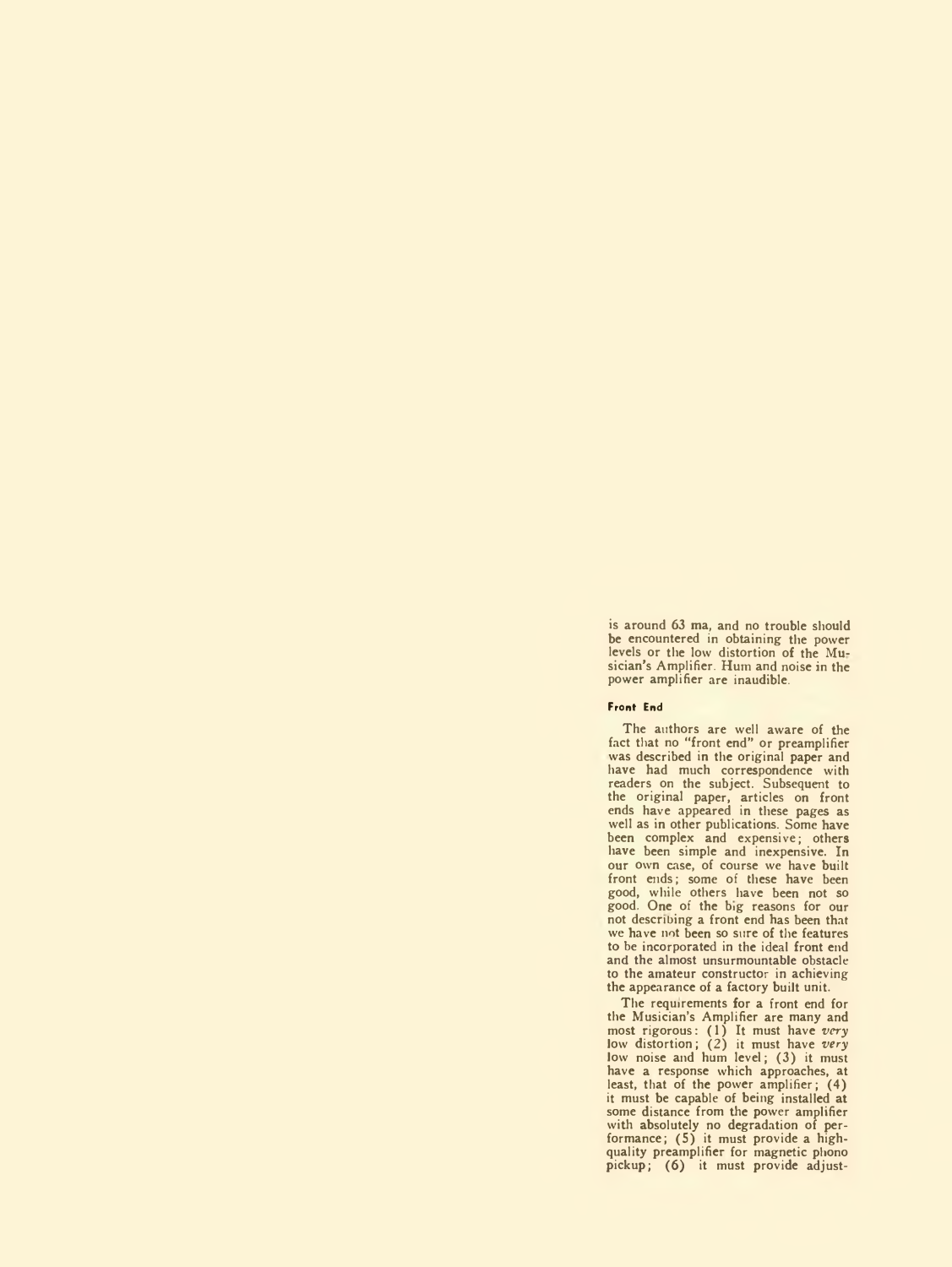is around 63 ma, and no trouble should be encountered in obtaining the power levels or the low distortion of the Musician's Amplifier. Hum and noise in the power amplifier are inaudible.

#### Front End

The authors are well aware of the fact that no "front end" or preamplifier was described in the original paper and have had much correspondence with readers on the subject. Subsequent to the original paper, articles on front ends have appeared in these pages as well as in other publications. Some have been complex and expensive; others have been simple and inexpensive. In our own case, of course we have built front ends; some of these have been good, while others have been not so good. One of the big reasons for our not describing a front end has been that we have not been so sure of the features to be incorporated in the ideal front end and the almost unsurmountable obstacle to the amateur constructor in achieving the appearance of a factory built unit.

The requirements for a front end for the Musician's Amplifier are many and most rigorous: (1) It must have *very* low distortion; (2) it must have *very* low noise and hum level; (3) it must have a response which approaches, at least, that of the power amplifier; (4) it must be capable of being installed at some distance from the power amplifier with absolutely no degradation of performance; (5) it must provide a high-quality preamplifier for magnetic phono pickup; (6) it must provide adjust-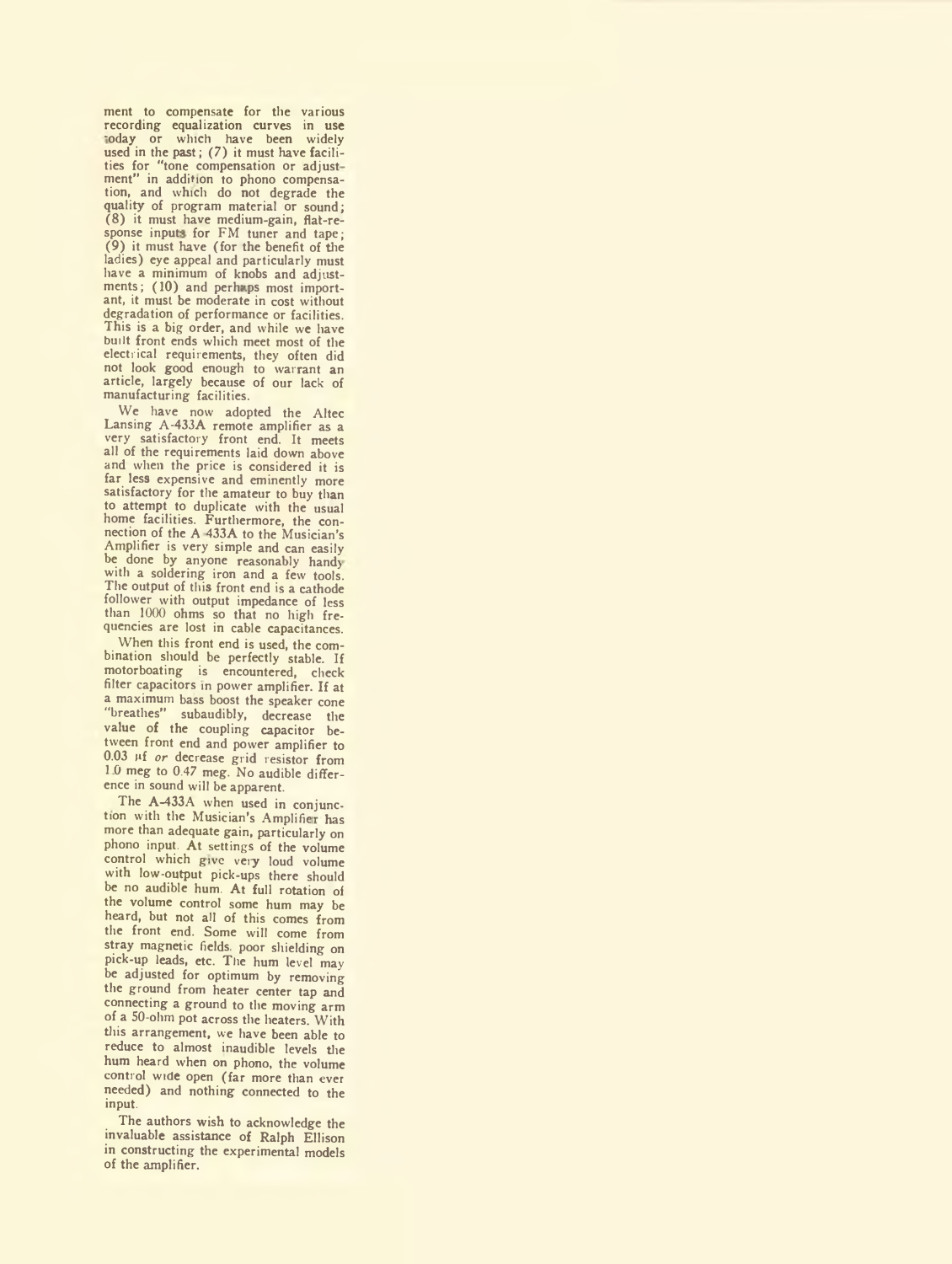ment to compensate for the various recording equalization curves in use today or which have been widely used in the past; (7) it must have facilities for "tone compensation or adjustment" in addition to phono compensation, and which do not degrade the quality of program material or sound; (8) it must have medium-gain, flat-response inputs for FM tuner and tape; (9) it must have (for the benefit of the ladies) eye appeal and particularly must have a minimum of knobs and adjustments; (10) and perhaps most important, it must be moderate in cost without degradation of performance or facilities. This is a big order, and while we have built front ends which meet most of the electrical requirements, they often did not look good enough to warrant an article, largely because of our lack of manufacturing facilities.

We have now adopted the Altec Lansing A-433A remote amplifier as a very satisfactory front end. It meets all of the requirements laid down above and when the price is considered it is far less expensive and eminently more satisfactory for the amateur to buy than to attempt to duplicate with the usual home facilities. Furthermore, the connection of the A-433A to the Musician's Amplifier is very simple and can easily be done by anyone reasonably handy with a soldering iron and a few tools. The output of this front end is a cathode follower with output impedance of less than 1000 ohms so that no high frequencies are lost in cable capacitances.

When this front end is used, the combination should be perfectly stable. If motorboating is encountered, check filter capacitors in power amplifier. If at a maximum bass boost the speaker cone "breathes" subaudibly, decrease the value of the coupling capacitor between front end and power amplifier to 0.03 μf *or* decrease grid resistor from 1.0 meg to 0.47 meg. No audible difference in sound will be apparent.

The A-433A when used in conjunction with the Musician's Amplifier has more than adequate gain, particularly on phono input. At settings of the volume control which give very loud volume with low-output pick-ups there should be no audible hum. At full rotation of the volume control some hum may be heard, but not all of this comes from the front end. Some will come from stray magnetic fields, poor shielding on pick-up leads, etc. The hum level may be adjusted for optimum by removing the ground from heater center tap and connecting a ground to the moving arm of a 50-ohm pot across the heaters. With this arrangement, we have been able to reduce to almost inaudible levels the hum heard when on phono, the volume control wide open (far more than ever needed) and nothing connected to the input.

The authors wish to acknowledge the invaluable assistance of Ralph Ellison in constructing the experimental models of the amplifier.